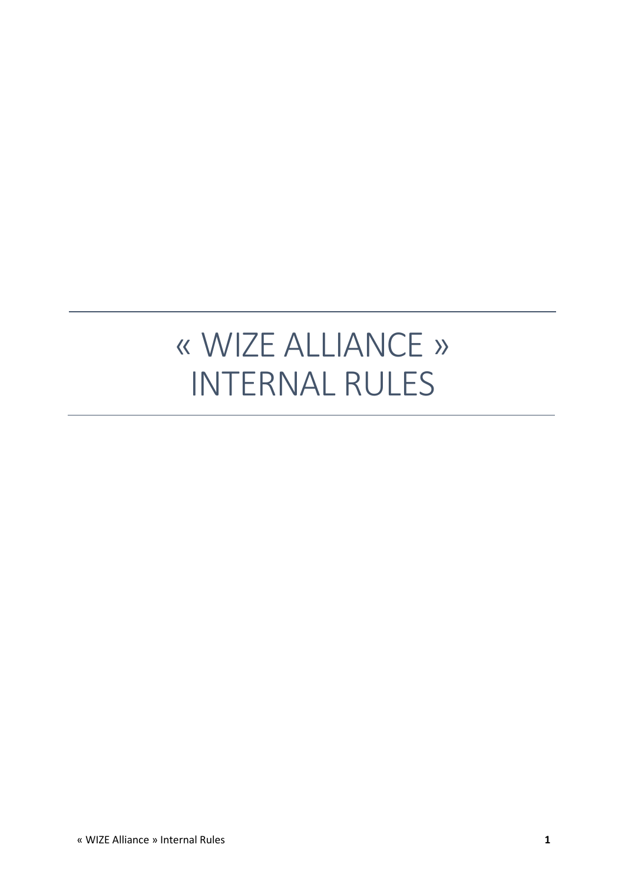# « WIZE ALLIANCE » INTERNAL RULES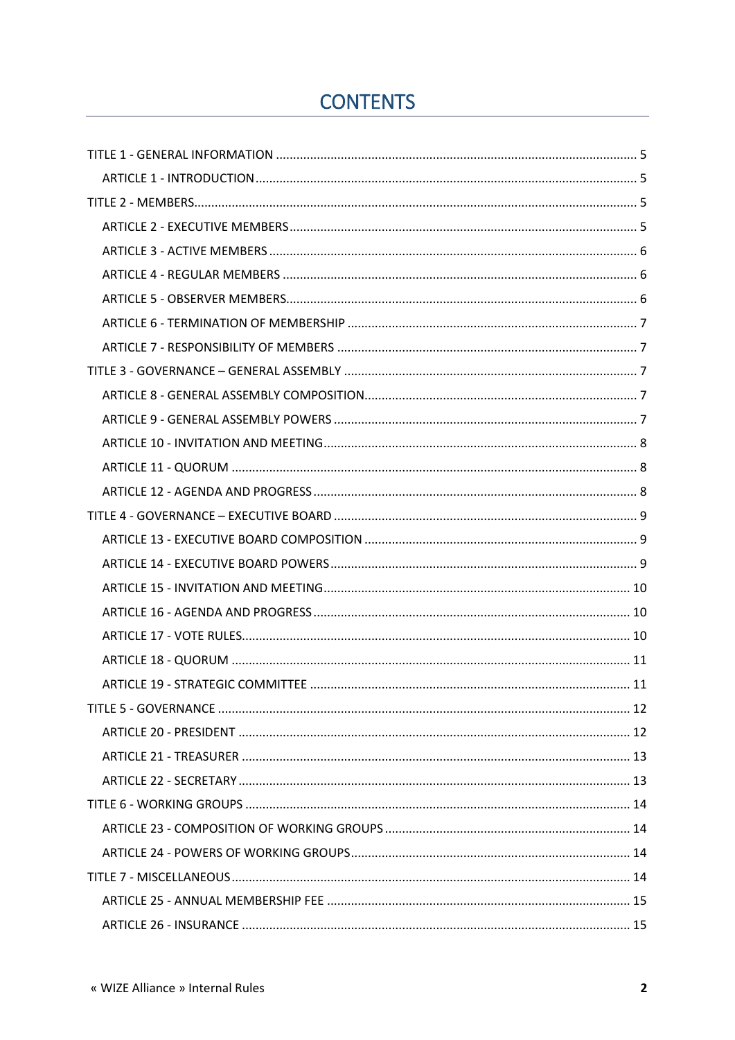# CONTENTS

- TITLE 1 - GENERAL INFORMATION ..... 5
  - ARTICLE 1 - INTRODUCTION ..... 5
- TITLE 2 - MEMBERS ..... 5
  - ARTICLE 2 - EXECUTIVE MEMBERS ..... 5
  - ARTICLE 3 - ACTIVE MEMBERS ..... 6
  - ARTICLE 4 - REGULAR MEMBERS ..... 6
  - ARTICLE 5 - OBSERVER MEMBERS ..... 6
  - ARTICLE 6 - TERMINATION OF MEMBERSHIP ..... 7
  - ARTICLE 7 - RESPONSIBILITY OF MEMBERS ..... 7
- TITLE 3 - GOVERNANCE – GENERAL ASSEMBLY ..... 7
  - ARTICLE 8 - GENERAL ASSEMBLY COMPOSITION ..... 7
  - ARTICLE 9 - GENERAL ASSEMBLY POWERS ..... 7
  - ARTICLE 10 - INVITATION AND MEETING ..... 8
  - ARTICLE 11 - QUORUM ..... 8
  - ARTICLE 12 - AGENDA AND PROGRESS ..... 8
- TITLE 4 - GOVERNANCE – EXECUTIVE BOARD ..... 9
  - ARTICLE 13 - EXECUTIVE BOARD COMPOSITION ..... 9
  - ARTICLE 14 - EXECUTIVE BOARD POWERS ..... 9
  - ARTICLE 15 - INVITATION AND MEETING ..... 10
  - ARTICLE 16 - AGENDA AND PROGRESS ..... 10
  - ARTICLE 17 - VOTE RULES ..... 10
  - ARTICLE 18 - QUORUM ..... 11
  - ARTICLE 19 - STRATEGIC COMMITTEE ..... 11
- TITLE 5 - GOVERNANCE ..... 12
  - ARTICLE 20 - PRESIDENT ..... 12
  - ARTICLE 21 - TREASURER ..... 13
  - ARTICLE 22 - SECRETARY ..... 13
- TITLE 6 - WORKING GROUPS ..... 14
  - ARTICLE 23 - COMPOSITION OF WORKING GROUPS ..... 14
  - ARTICLE 24 - POWERS OF WORKING GROUPS ..... 14
- TITLE 7 - MISCELLANEOUS ..... 14
  - ARTICLE 25 - ANNUAL MEMBERSHIP FEE ..... 15
  - ARTICLE 26 - INSURANCE ..... 15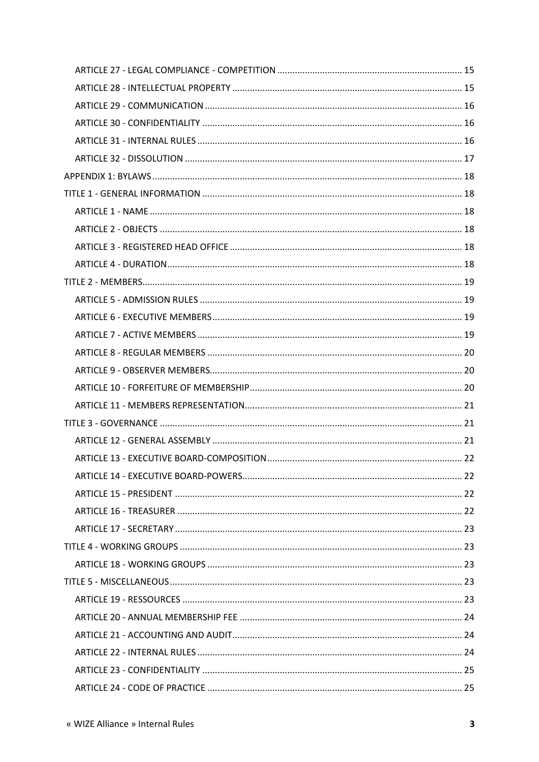ARTICLE 27 - LEGAL COMPLIANCE - COMPETITION ......... 15
ARTICLE 28 - INTELLECTUAL PROPERTY ......... 15
ARTICLE 29 - COMMUNICATION ......... 16
ARTICLE 30 - CONFIDENTIALITY ......... 16
ARTICLE 31 - INTERNAL RULES ......... 16
ARTICLE 32 - DISSOLUTION ......... 17

APPENDIX 1: BYLAWS ......... 18

TITLE 1 - GENERAL INFORMATION ......... 18
ARTICLE 1 - NAME ......... 18
ARTICLE 2 - OBJECTS ......... 18
ARTICLE 3 - REGISTERED HEAD OFFICE ......... 18
ARTICLE 4 - DURATION ......... 18

TITLE 2 - MEMBERS ......... 19
ARTICLE 5 - ADMISSION RULES ......... 19
ARTICLE 6 - EXECUTIVE MEMBERS ......... 19
ARTICLE 7 - ACTIVE MEMBERS ......... 19
ARTICLE 8 - REGULAR MEMBERS ......... 20
ARTICLE 9 - OBSERVER MEMBERS ......... 20
ARTICLE 10 - FORFEITURE OF MEMBERSHIP ......... 20
ARTICLE 11 - MEMBERS REPRESENTATION ......... 21

TITLE 3 - GOVERNANCE ......... 21
ARTICLE 12 - GENERAL ASSEMBLY ......... 21
ARTICLE 13 - EXECUTIVE BOARD-COMPOSITION ......... 22
ARTICLE 14 - EXECUTIVE BOARD-POWERS ......... 22
ARTICLE 15 - PRESIDENT ......... 22
ARTICLE 16 - TREASURER ......... 22
ARTICLE 17 - SECRETARY ......... 23

TITLE 4 - WORKING GROUPS ......... 23
ARTICLE 18 - WORKING GROUPS ......... 23

TITLE 5 - MISCELLANEOUS ......... 23
ARTICLE 19 - RESSOURCES ......... 23
ARTICLE 20 - ANNUAL MEMBERSHIP FEE ......... 24
ARTICLE 21 - ACCOUNTING AND AUDIT ......... 24
ARTICLE 22 - INTERNAL RULES ......... 24
ARTICLE 23 - CONFIDENTIALITY ......... 25
ARTICLE 24 - CODE OF PRACTICE ......... 25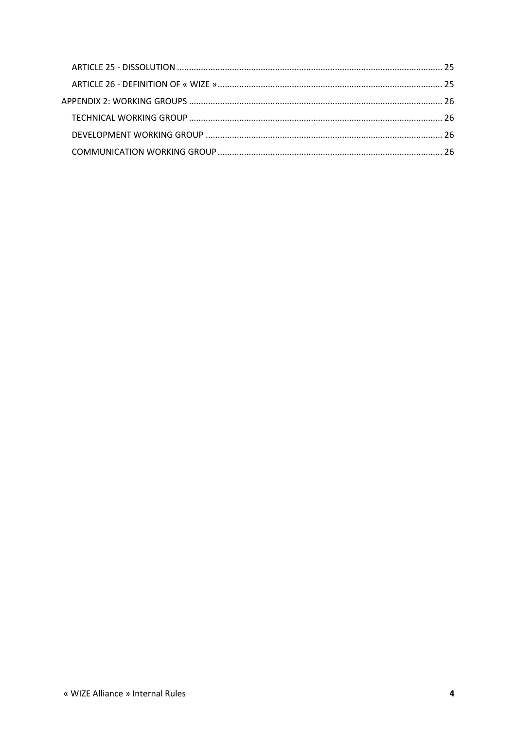ARTICLE 25 - DISSOLUTION ............................................................................................................. 25

ARTICLE 26 - DEFINITION OF « WIZE » ............................................................................................ 25

APPENDIX 2: WORKING GROUPS ........................................................................................................ 26

TECHNICAL WORKING GROUP ......................................................................................................... 26

DEVELOPMENT WORKING GROUP .................................................................................................. 26

COMMUNICATION WORKING GROUP ............................................................................................. 26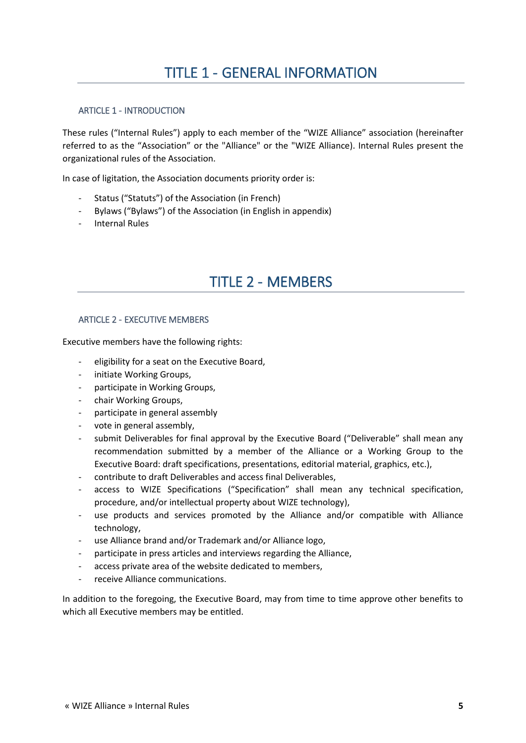# TITLE 1 - GENERAL INFORMATION

## ARTICLE 1 - INTRODUCTION

These rules ("Internal Rules") apply to each member of the "WIZE Alliance" association (hereinafter referred to as the "Association" or the "Alliance" or the "WIZE Alliance). Internal Rules present the organizational rules of the Association.

In case of ligitation, the Association documents priority order is:

- Status ("Statuts") of the Association (in French)
- Bylaws ("Bylaws") of the Association (in English in appendix)
- Internal Rules

# TITLE 2 - MEMBERS

## ARTICLE 2 - EXECUTIVE MEMBERS

Executive members have the following rights:

- eligibility for a seat on the Executive Board,
- initiate Working Groups,
- participate in Working Groups,
- chair Working Groups,
- participate in general assembly
- vote in general assembly,
- submit Deliverables for final approval by the Executive Board ("Deliverable" shall mean any recommendation submitted by a member of the Alliance or a Working Group to the Executive Board: draft specifications, presentations, editorial material, graphics, etc.),
- contribute to draft Deliverables and access final Deliverables,
- access to WIZE Specifications ("Specification" shall mean any technical specification, procedure, and/or intellectual property about WIZE technology),
- use products and services promoted by the Alliance and/or compatible with Alliance technology,
- use Alliance brand and/or Trademark and/or Alliance logo,
- participate in press articles and interviews regarding the Alliance,
- access private area of the website dedicated to members,
- receive Alliance communications.

In addition to the foregoing, the Executive Board, may from time to time approve other benefits to which all Executive members may be entitled.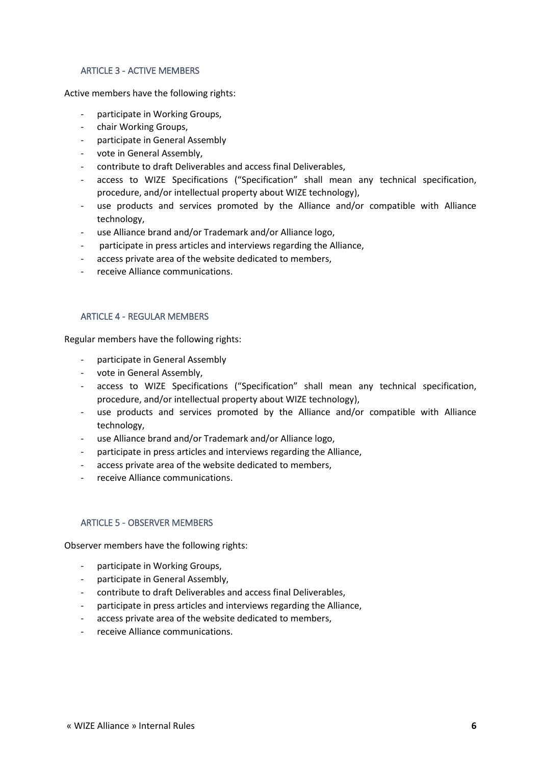## ARTICLE 3 - ACTIVE MEMBERS

Active members have the following rights:

- participate in Working Groups,
- chair Working Groups,
- participate in General Assembly
- vote in General Assembly,
- contribute to draft Deliverables and access final Deliverables,
- access to WIZE Specifications ("Specification" shall mean any technical specification, procedure, and/or intellectual property about WIZE technology),
- use products and services promoted by the Alliance and/or compatible with Alliance technology,
- use Alliance brand and/or Trademark and/or Alliance logo,
- participate in press articles and interviews regarding the Alliance,
- access private area of the website dedicated to members,
- receive Alliance communications.

## ARTICLE 4 - REGULAR MEMBERS

Regular members have the following rights:

- participate in General Assembly
- vote in General Assembly,
- access to WIZE Specifications ("Specification" shall mean any technical specification, procedure, and/or intellectual property about WIZE technology),
- use products and services promoted by the Alliance and/or compatible with Alliance technology,
- use Alliance brand and/or Trademark and/or Alliance logo,
- participate in press articles and interviews regarding the Alliance,
- access private area of the website dedicated to members,
- receive Alliance communications.

## ARTICLE 5 - OBSERVER MEMBERS

Observer members have the following rights:

- participate in Working Groups,
- participate in General Assembly,
- contribute to draft Deliverables and access final Deliverables,
- participate in press articles and interviews regarding the Alliance,
- access private area of the website dedicated to members,
- receive Alliance communications.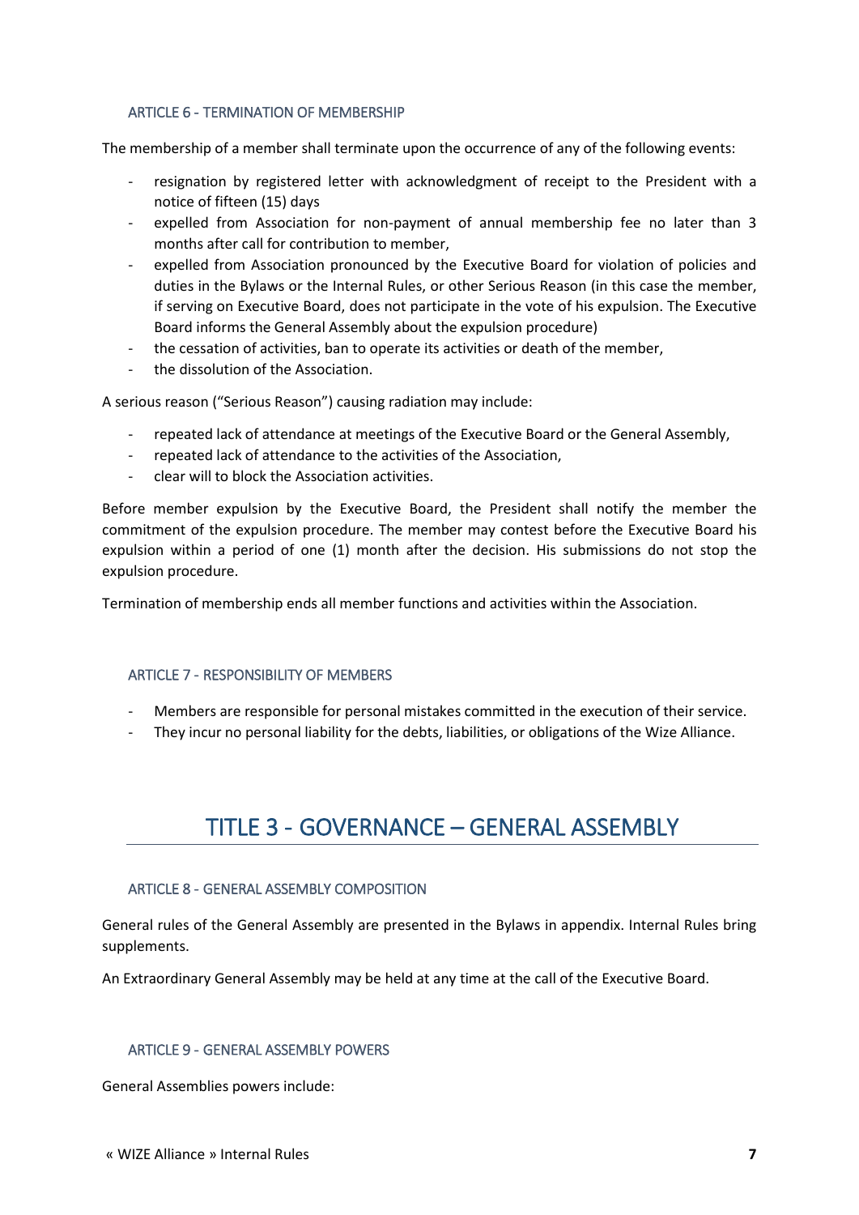### ARTICLE 6 - TERMINATION OF MEMBERSHIP

The membership of a member shall terminate upon the occurrence of any of the following events:

- resignation by registered letter with acknowledgment of receipt to the President with a notice of fifteen (15) days
- expelled from Association for non-payment of annual membership fee no later than 3 months after call for contribution to member,
- expelled from Association pronounced by the Executive Board for violation of policies and duties in the Bylaws or the Internal Rules, or other Serious Reason (in this case the member, if serving on Executive Board, does not participate in the vote of his expulsion. The Executive Board informs the General Assembly about the expulsion procedure)
- the cessation of activities, ban to operate its activities or death of the member,
- the dissolution of the Association.

A serious reason ("Serious Reason") causing radiation may include:

- repeated lack of attendance at meetings of the Executive Board or the General Assembly,
- repeated lack of attendance to the activities of the Association,
- clear will to block the Association activities.

Before member expulsion by the Executive Board, the President shall notify the member the commitment of the expulsion procedure. The member may contest before the Executive Board his expulsion within a period of one (1) month after the decision. His submissions do not stop the expulsion procedure.

Termination of membership ends all member functions and activities within the Association.

### ARTICLE 7 - RESPONSIBILITY OF MEMBERS

- Members are responsible for personal mistakes committed in the execution of their service.
- They incur no personal liability for the debts, liabilities, or obligations of the Wize Alliance.

## TITLE 3 - GOVERNANCE – GENERAL ASSEMBLY

### ARTICLE 8 - GENERAL ASSEMBLY COMPOSITION

General rules of the General Assembly are presented in the Bylaws in appendix. Internal Rules bring supplements.

An Extraordinary General Assembly may be held at any time at the call of the Executive Board.

### ARTICLE 9 - GENERAL ASSEMBLY POWERS

General Assemblies powers include: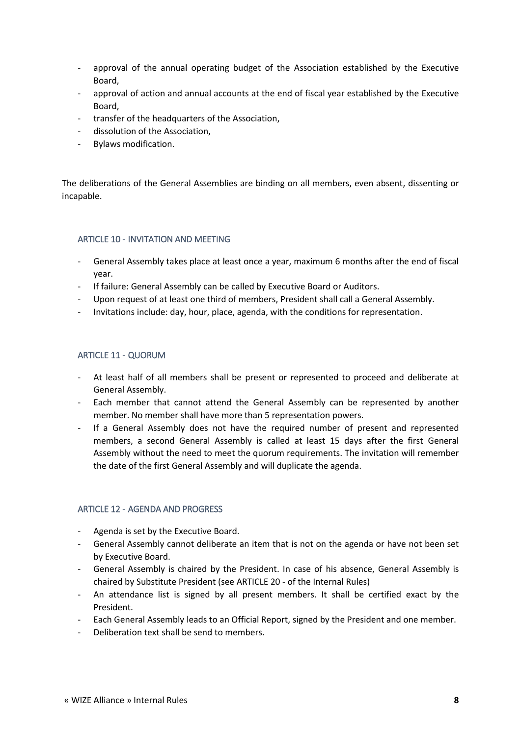- approval of the annual operating budget of the Association established by the Executive Board,
- approval of action and annual accounts at the end of fiscal year established by the Executive Board,
- transfer of the headquarters of the Association,
- dissolution of the Association,
- Bylaws modification.

The deliberations of the General Assemblies are binding on all members, even absent, dissenting or incapable.

### ARTICLE 10 - INVITATION AND MEETING

- General Assembly takes place at least once a year, maximum 6 months after the end of fiscal year.
- If failure: General Assembly can be called by Executive Board or Auditors.
- Upon request of at least one third of members, President shall call a General Assembly.
- Invitations include: day, hour, place, agenda, with the conditions for representation.

### ARTICLE 11 - QUORUM

- At least half of all members shall be present or represented to proceed and deliberate at General Assembly.
- Each member that cannot attend the General Assembly can be represented by another member. No member shall have more than 5 representation powers.
- If a General Assembly does not have the required number of present and represented members, a second General Assembly is called at least 15 days after the first General Assembly without the need to meet the quorum requirements. The invitation will remember the date of the first General Assembly and will duplicate the agenda.

### ARTICLE 12 - AGENDA AND PROGRESS

- Agenda is set by the Executive Board.
- General Assembly cannot deliberate an item that is not on the agenda or have not been set by Executive Board.
- General Assembly is chaired by the President. In case of his absence, General Assembly is chaired by Substitute President (see ARTICLE 20 - of the Internal Rules)
- An attendance list is signed by all present members. It shall be certified exact by the President.
- Each General Assembly leads to an Official Report, signed by the President and one member.
- Deliberation text shall be send to members.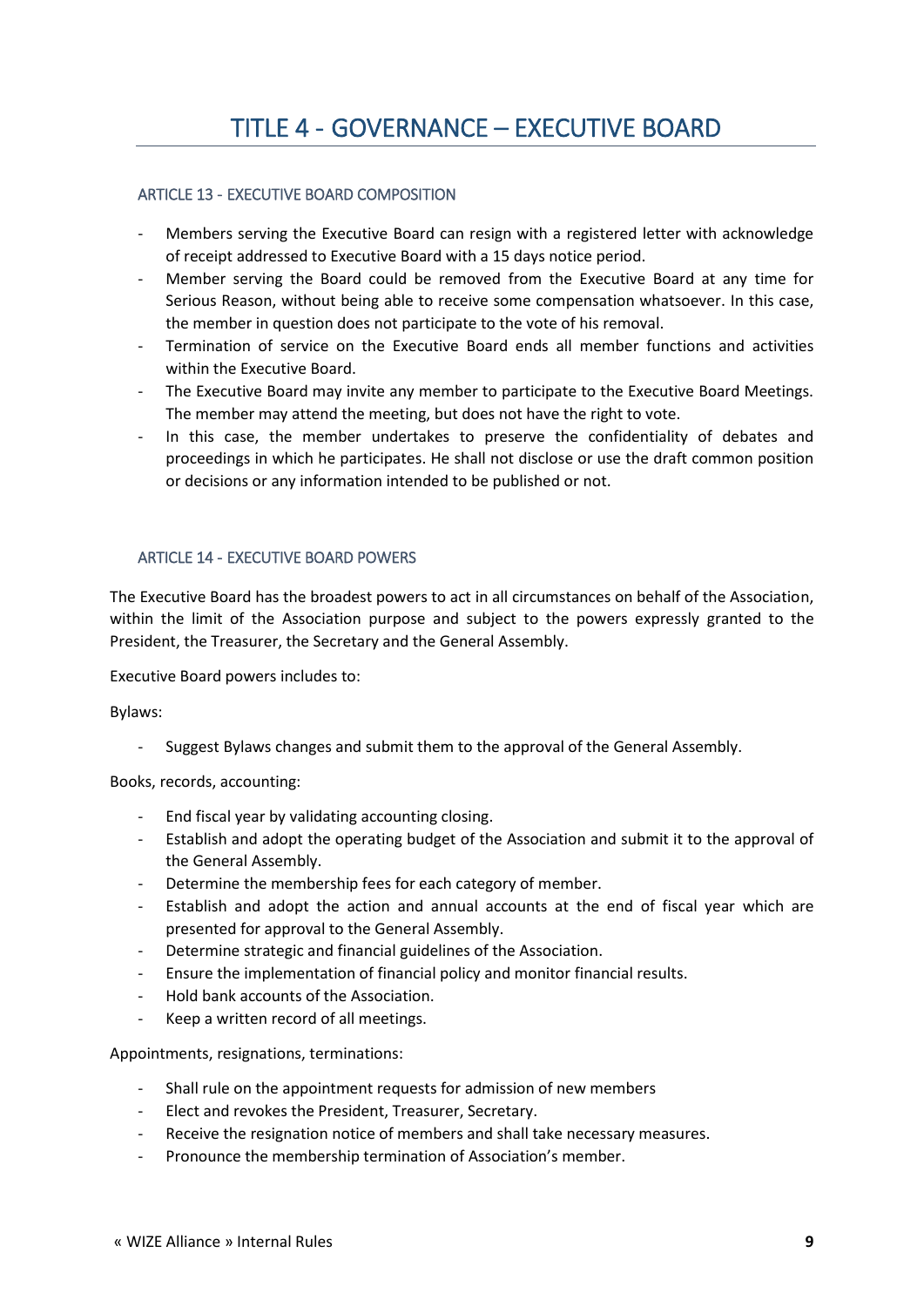# TITLE 4 - GOVERNANCE – EXECUTIVE BOARD

### ARTICLE 13 - EXECUTIVE BOARD COMPOSITION

- Members serving the Executive Board can resign with a registered letter with acknowledge of receipt addressed to Executive Board with a 15 days notice period.
- Member serving the Board could be removed from the Executive Board at any time for Serious Reason, without being able to receive some compensation whatsoever. In this case, the member in question does not participate to the vote of his removal.
- Termination of service on the Executive Board ends all member functions and activities within the Executive Board.
- The Executive Board may invite any member to participate to the Executive Board Meetings. The member may attend the meeting, but does not have the right to vote.
- In this case, the member undertakes to preserve the confidentiality of debates and proceedings in which he participates. He shall not disclose or use the draft common position or decisions or any information intended to be published or not.

### ARTICLE 14 - EXECUTIVE BOARD POWERS

The Executive Board has the broadest powers to act in all circumstances on behalf of the Association, within the limit of the Association purpose and subject to the powers expressly granted to the President, the Treasurer, the Secretary and the General Assembly.

Executive Board powers includes to:

Bylaws:

- Suggest Bylaws changes and submit them to the approval of the General Assembly.

Books, records, accounting:

- End fiscal year by validating accounting closing.
- Establish and adopt the operating budget of the Association and submit it to the approval of the General Assembly.
- Determine the membership fees for each category of member.
- Establish and adopt the action and annual accounts at the end of fiscal year which are presented for approval to the General Assembly.
- Determine strategic and financial guidelines of the Association.
- Ensure the implementation of financial policy and monitor financial results.
- Hold bank accounts of the Association.
- Keep a written record of all meetings.

Appointments, resignations, terminations:

- Shall rule on the appointment requests for admission of new members
- Elect and revokes the President, Treasurer, Secretary.
- Receive the resignation notice of members and shall take necessary measures.
- Pronounce the membership termination of Association's member.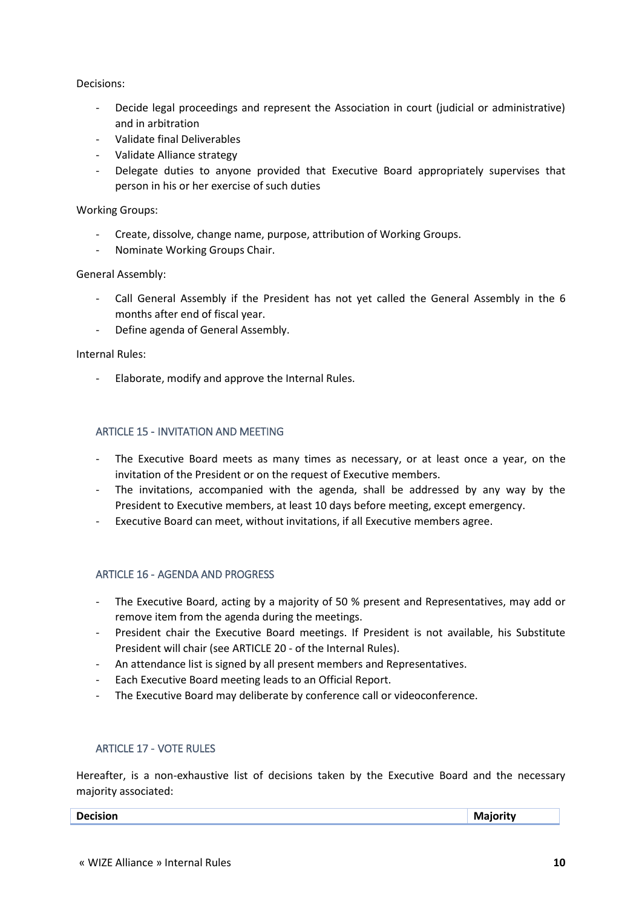Decisions:

- Decide legal proceedings and represent the Association in court (judicial or administrative) and in arbitration
- Validate final Deliverables
- Validate Alliance strategy
- Delegate duties to anyone provided that Executive Board appropriately supervises that person in his or her exercise of such duties

Working Groups:

- Create, dissolve, change name, purpose, attribution of Working Groups.
- Nominate Working Groups Chair.

General Assembly:

- Call General Assembly if the President has not yet called the General Assembly in the 6 months after end of fiscal year.
- Define agenda of General Assembly.

Internal Rules:

- Elaborate, modify and approve the Internal Rules.

### ARTICLE 15 - INVITATION AND MEETING

- The Executive Board meets as many times as necessary, or at least once a year, on the invitation of the President or on the request of Executive members.
- The invitations, accompanied with the agenda, shall be addressed by any way by the President to Executive members, at least 10 days before meeting, except emergency.
- Executive Board can meet, without invitations, if all Executive members agree.

### ARTICLE 16 - AGENDA AND PROGRESS

- The Executive Board, acting by a majority of 50 % present and Representatives, may add or remove item from the agenda during the meetings.
- President chair the Executive Board meetings. If President is not available, his Substitute President will chair (see ARTICLE 20 - of the Internal Rules).
- An attendance list is signed by all present members and Representatives.
- Each Executive Board meeting leads to an Official Report.
- The Executive Board may deliberate by conference call or videoconference.

### ARTICLE 17 - VOTE RULES

Hereafter, is a non-exhaustive list of decisions taken by the Executive Board and the necessary majority associated:

| Decision | Majority |
|---|---|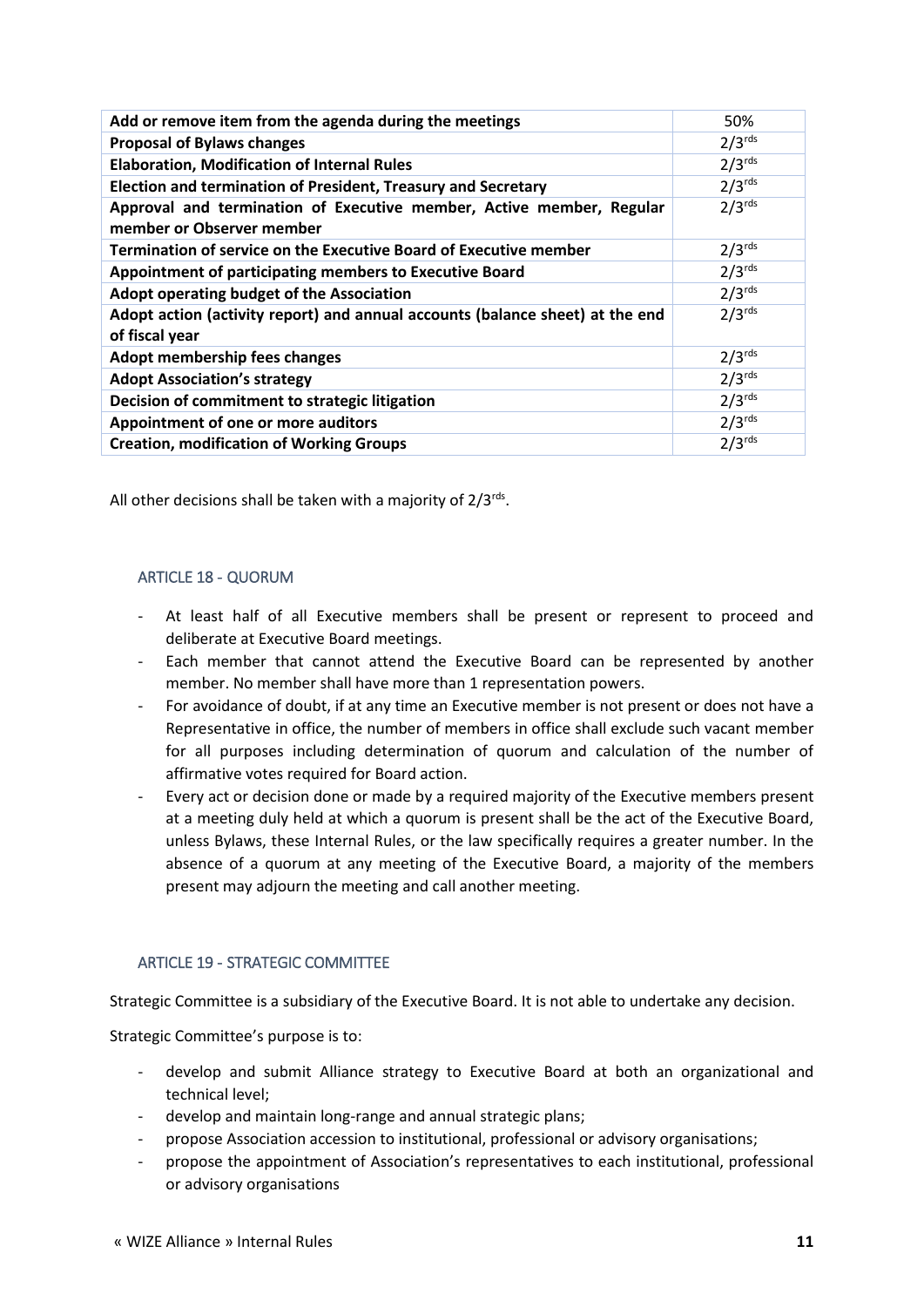| | |
|---|---|
| **Add or remove item from the agenda during the meetings** | 50% |
| **Proposal of Bylaws changes** | 2/3rds |
| **Elaboration, Modification of Internal Rules** | 2/3rds |
| **Election and termination of President, Treasury and Secretary** | 2/3rds |
| **Approval and termination of Executive member, Active member, Regular member or Observer member** | 2/3rds |
| **Termination of service on the Executive Board of Executive member** | 2/3rds |
| **Appointment of participating members to Executive Board** | 2/3rds |
| **Adopt operating budget of the Association** | 2/3rds |
| **Adopt action (activity report) and annual accounts (balance sheet) at the end of fiscal year** | 2/3rds |
| **Adopt membership fees changes** | 2/3rds |
| **Adopt Association's strategy** | 2/3rds |
| **Decision of commitment to strategic litigation** | 2/3rds |
| **Appointment of one or more auditors** | 2/3rds |
| **Creation, modification of Working Groups** | 2/3rds |

All other decisions shall be taken with a majority of 2/3rds.

### ARTICLE 18 - QUORUM

- At least half of all Executive members shall be present or represent to proceed and deliberate at Executive Board meetings.
- Each member that cannot attend the Executive Board can be represented by another member. No member shall have more than 1 representation powers.
- For avoidance of doubt, if at any time an Executive member is not present or does not have a Representative in office, the number of members in office shall exclude such vacant member for all purposes including determination of quorum and calculation of the number of affirmative votes required for Board action.
- Every act or decision done or made by a required majority of the Executive members present at a meeting duly held at which a quorum is present shall be the act of the Executive Board, unless Bylaws, these Internal Rules, or the law specifically requires a greater number. In the absence of a quorum at any meeting of the Executive Board, a majority of the members present may adjourn the meeting and call another meeting.

### ARTICLE 19 - STRATEGIC COMMITTEE

Strategic Committee is a subsidiary of the Executive Board. It is not able to undertake any decision.

Strategic Committee's purpose is to:

- develop and submit Alliance strategy to Executive Board at both an organizational and technical level;
- develop and maintain long-range and annual strategic plans;
- propose Association accession to institutional, professional or advisory organisations;
- propose the appointment of Association's representatives to each institutional, professional or advisory organisations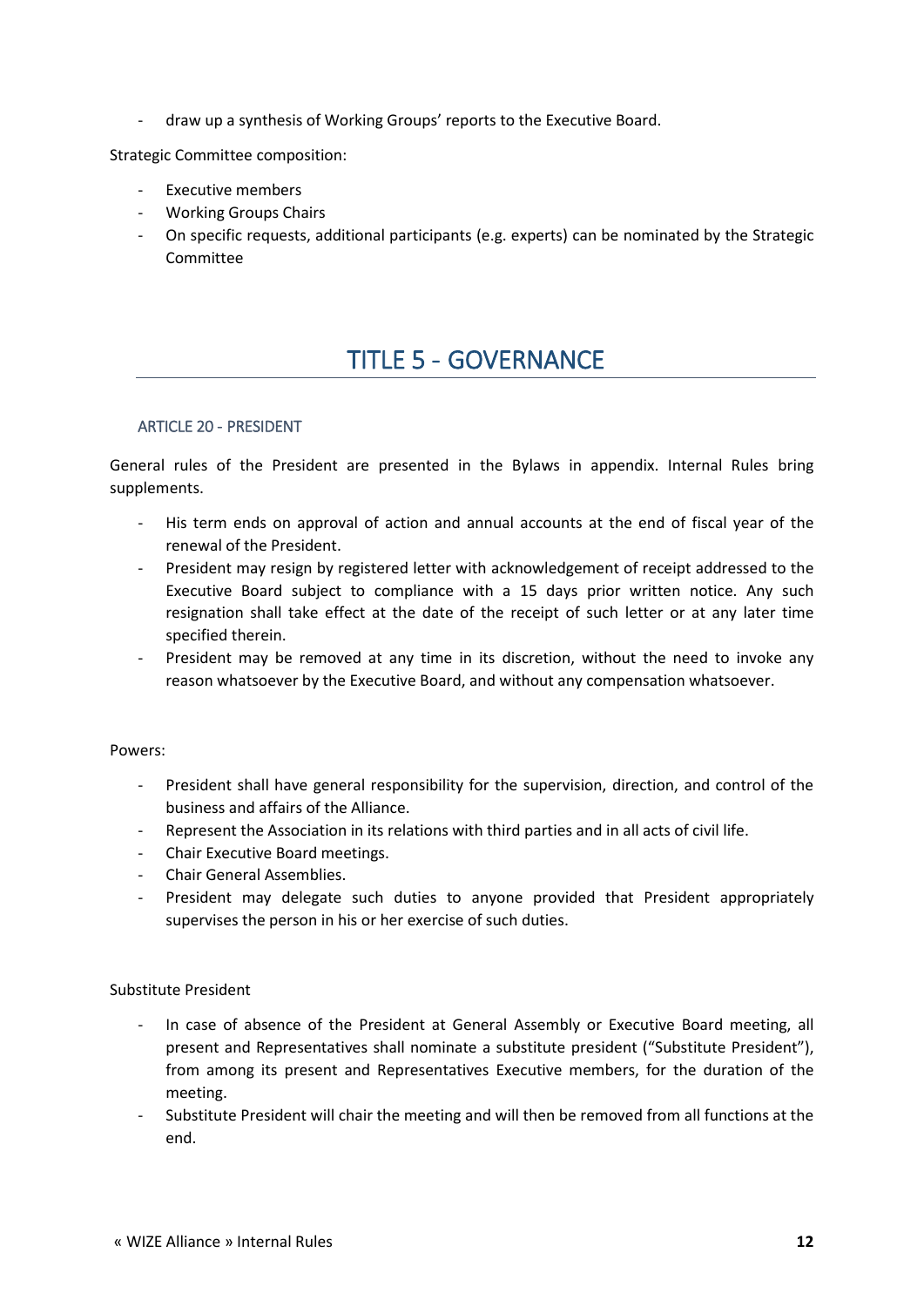- draw up a synthesis of Working Groups' reports to the Executive Board.

Strategic Committee composition:

- Executive members
- Working Groups Chairs
- On specific requests, additional participants (e.g. experts) can be nominated by the Strategic Committee

# TITLE 5 - GOVERNANCE

## ARTICLE 20 - PRESIDENT

General rules of the President are presented in the Bylaws in appendix. Internal Rules bring supplements.

- His term ends on approval of action and annual accounts at the end of fiscal year of the renewal of the President.
- President may resign by registered letter with acknowledgement of receipt addressed to the Executive Board subject to compliance with a 15 days prior written notice. Any such resignation shall take effect at the date of the receipt of such letter or at any later time specified therein.
- President may be removed at any time in its discretion, without the need to invoke any reason whatsoever by the Executive Board, and without any compensation whatsoever.

Powers:

- President shall have general responsibility for the supervision, direction, and control of the business and affairs of the Alliance.
- Represent the Association in its relations with third parties and in all acts of civil life.
- Chair Executive Board meetings.
- Chair General Assemblies.
- President may delegate such duties to anyone provided that President appropriately supervises the person in his or her exercise of such duties.

Substitute President

- In case of absence of the President at General Assembly or Executive Board meeting, all present and Representatives shall nominate a substitute president ("Substitute President"), from among its present and Representatives Executive members, for the duration of the meeting.
- Substitute President will chair the meeting and will then be removed from all functions at the end.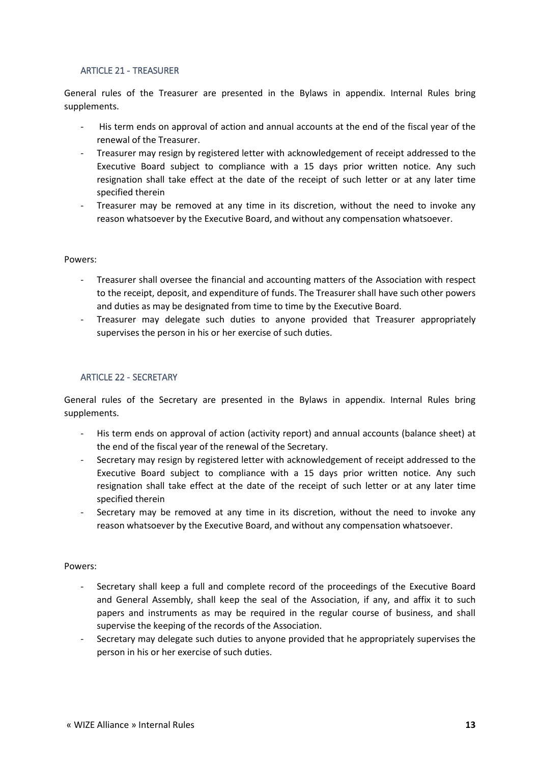## ARTICLE 21 - TREASURER

General rules of the Treasurer are presented in the Bylaws in appendix. Internal Rules bring supplements.

- His term ends on approval of action and annual accounts at the end of the fiscal year of the renewal of the Treasurer.
- Treasurer may resign by registered letter with acknowledgement of receipt addressed to the Executive Board subject to compliance with a 15 days prior written notice. Any such resignation shall take effect at the date of the receipt of such letter or at any later time specified therein
- Treasurer may be removed at any time in its discretion, without the need to invoke any reason whatsoever by the Executive Board, and without any compensation whatsoever.

Powers:

- Treasurer shall oversee the financial and accounting matters of the Association with respect to the receipt, deposit, and expenditure of funds. The Treasurer shall have such other powers and duties as may be designated from time to time by the Executive Board.
- Treasurer may delegate such duties to anyone provided that Treasurer appropriately supervises the person in his or her exercise of such duties.

## ARTICLE 22 - SECRETARY

General rules of the Secretary are presented in the Bylaws in appendix. Internal Rules bring supplements.

- His term ends on approval of action (activity report) and annual accounts (balance sheet) at the end of the fiscal year of the renewal of the Secretary.
- Secretary may resign by registered letter with acknowledgement of receipt addressed to the Executive Board subject to compliance with a 15 days prior written notice. Any such resignation shall take effect at the date of the receipt of such letter or at any later time specified therein
- Secretary may be removed at any time in its discretion, without the need to invoke any reason whatsoever by the Executive Board, and without any compensation whatsoever.

Powers:

- Secretary shall keep a full and complete record of the proceedings of the Executive Board and General Assembly, shall keep the seal of the Association, if any, and affix it to such papers and instruments as may be required in the regular course of business, and shall supervise the keeping of the records of the Association.
- Secretary may delegate such duties to anyone provided that he appropriately supervises the person in his or her exercise of such duties.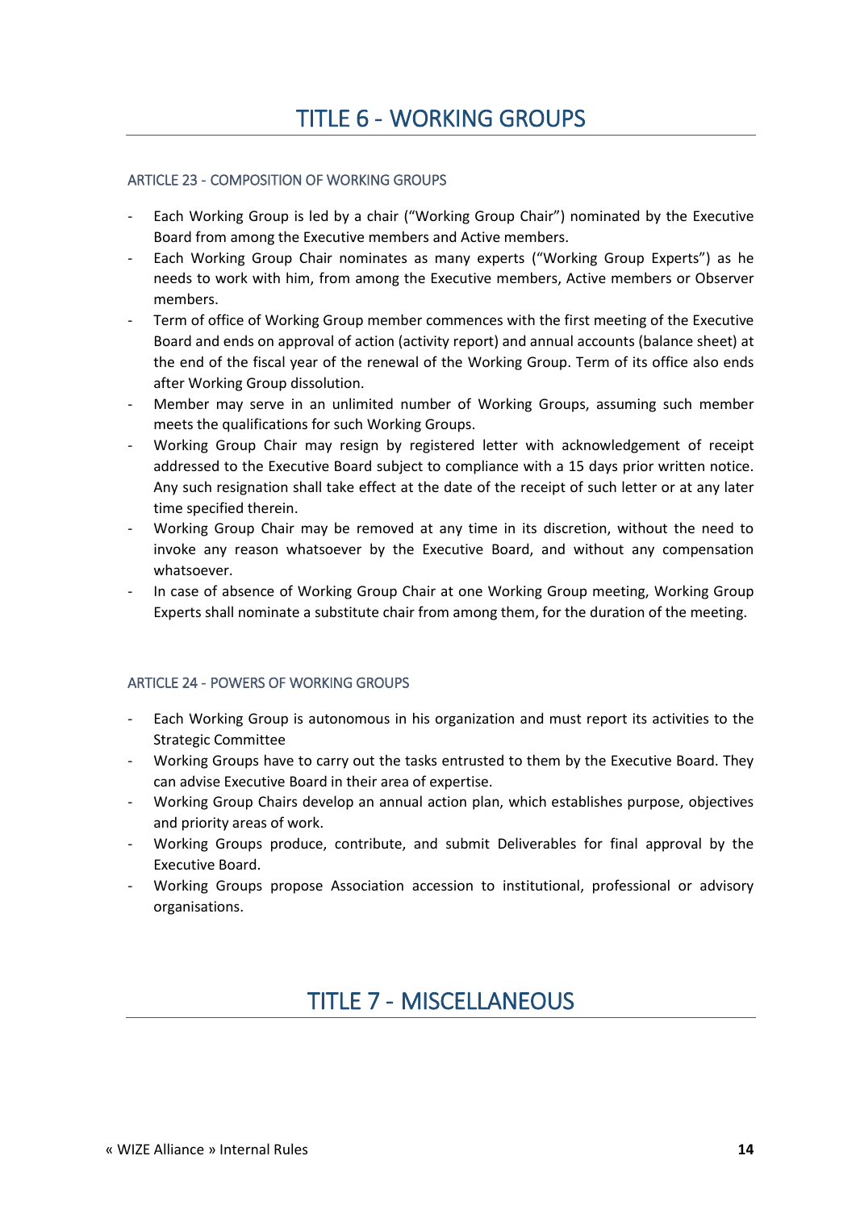# TITLE 6 - WORKING GROUPS

## ARTICLE 23 - COMPOSITION OF WORKING GROUPS

- Each Working Group is led by a chair ("Working Group Chair") nominated by the Executive Board from among the Executive members and Active members.
- Each Working Group Chair nominates as many experts ("Working Group Experts") as he needs to work with him, from among the Executive members, Active members or Observer members.
- Term of office of Working Group member commences with the first meeting of the Executive Board and ends on approval of action (activity report) and annual accounts (balance sheet) at the end of the fiscal year of the renewal of the Working Group. Term of its office also ends after Working Group dissolution.
- Member may serve in an unlimited number of Working Groups, assuming such member meets the qualifications for such Working Groups.
- Working Group Chair may resign by registered letter with acknowledgement of receipt addressed to the Executive Board subject to compliance with a 15 days prior written notice. Any such resignation shall take effect at the date of the receipt of such letter or at any later time specified therein.
- Working Group Chair may be removed at any time in its discretion, without the need to invoke any reason whatsoever by the Executive Board, and without any compensation whatsoever.
- In case of absence of Working Group Chair at one Working Group meeting, Working Group Experts shall nominate a substitute chair from among them, for the duration of the meeting.

## ARTICLE 24 - POWERS OF WORKING GROUPS

- Each Working Group is autonomous in his organization and must report its activities to the Strategic Committee
- Working Groups have to carry out the tasks entrusted to them by the Executive Board. They can advise Executive Board in their area of expertise.
- Working Group Chairs develop an annual action plan, which establishes purpose, objectives and priority areas of work.
- Working Groups produce, contribute, and submit Deliverables for final approval by the Executive Board.
- Working Groups propose Association accession to institutional, professional or advisory organisations.

# TITLE 7 - MISCELLANEOUS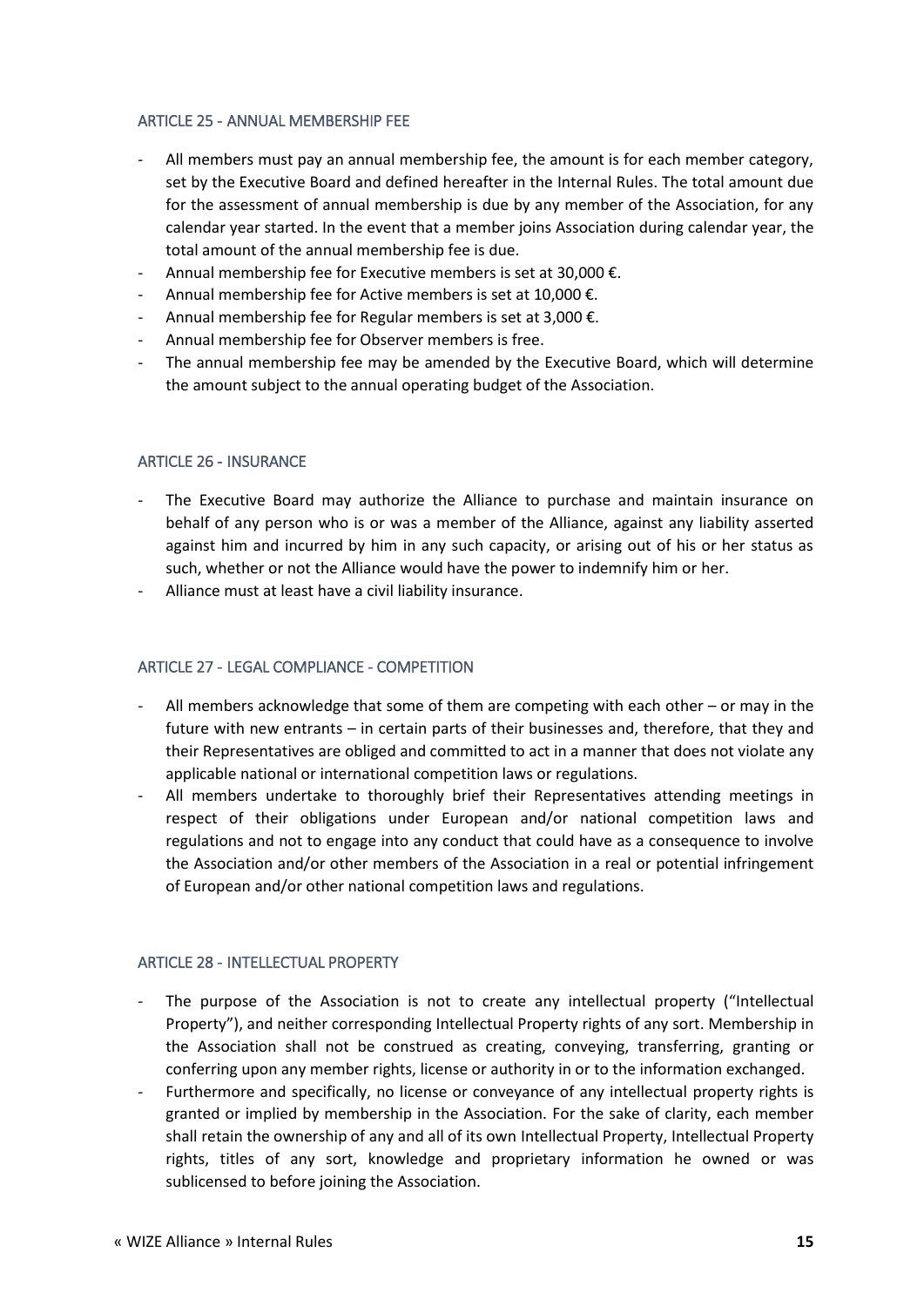## ARTICLE 25 - ANNUAL MEMBERSHIP FEE

- All members must pay an annual membership fee, the amount is for each member category, set by the Executive Board and defined hereafter in the Internal Rules. The total amount due for the assessment of annual membership is due by any member of the Association, for any calendar year started. In the event that a member joins Association during calendar year, the total amount of the annual membership fee is due.
- Annual membership fee for Executive members is set at 30,000 €.
- Annual membership fee for Active members is set at 10,000 €.
- Annual membership fee for Regular members is set at 3,000 €.
- Annual membership fee for Observer members is free.
- The annual membership fee may be amended by the Executive Board, which will determine the amount subject to the annual operating budget of the Association.

## ARTICLE 26 - INSURANCE

- The Executive Board may authorize the Alliance to purchase and maintain insurance on behalf of any person who is or was a member of the Alliance, against any liability asserted against him and incurred by him in any such capacity, or arising out of his or her status as such, whether or not the Alliance would have the power to indemnify him or her.
- Alliance must at least have a civil liability insurance.

## ARTICLE 27 - LEGAL COMPLIANCE - COMPETITION

- All members acknowledge that some of them are competing with each other – or may in the future with new entrants – in certain parts of their businesses and, therefore, that they and their Representatives are obliged and committed to act in a manner that does not violate any applicable national or international competition laws or regulations.
- All members undertake to thoroughly brief their Representatives attending meetings in respect of their obligations under European and/or national competition laws and regulations and not to engage into any conduct that could have as a consequence to involve the Association and/or other members of the Association in a real or potential infringement of European and/or other national competition laws and regulations.

## ARTICLE 28 - INTELLECTUAL PROPERTY

- The purpose of the Association is not to create any intellectual property ("Intellectual Property"), and neither corresponding Intellectual Property rights of any sort. Membership in the Association shall not be construed as creating, conveying, transferring, granting or conferring upon any member rights, license or authority in or to the information exchanged.
- Furthermore and specifically, no license or conveyance of any intellectual property rights is granted or implied by membership in the Association. For the sake of clarity, each member shall retain the ownership of any and all of its own Intellectual Property, Intellectual Property rights, titles of any sort, knowledge and proprietary information he owned or was sublicensed to before joining the Association.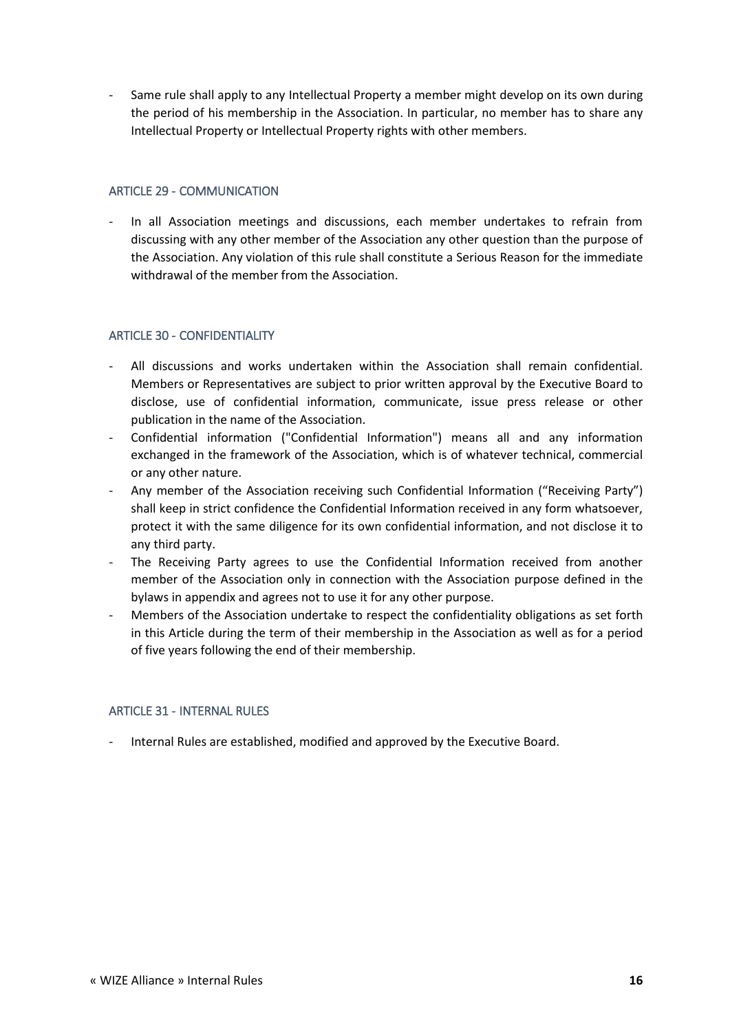- Same rule shall apply to any Intellectual Property a member might develop on its own during the period of his membership in the Association. In particular, no member has to share any Intellectual Property or Intellectual Property rights with other members.

## ARTICLE 29 - COMMUNICATION

- In all Association meetings and discussions, each member undertakes to refrain from discussing with any other member of the Association any other question than the purpose of the Association. Any violation of this rule shall constitute a Serious Reason for the immediate withdrawal of the member from the Association.

## ARTICLE 30 - CONFIDENTIALITY

- All discussions and works undertaken within the Association shall remain confidential. Members or Representatives are subject to prior written approval by the Executive Board to disclose, use of confidential information, communicate, issue press release or other publication in the name of the Association.
- Confidential information ("Confidential Information") means all and any information exchanged in the framework of the Association, which is of whatever technical, commercial or any other nature.
- Any member of the Association receiving such Confidential Information ("Receiving Party") shall keep in strict confidence the Confidential Information received in any form whatsoever, protect it with the same diligence for its own confidential information, and not disclose it to any third party.
- The Receiving Party agrees to use the Confidential Information received from another member of the Association only in connection with the Association purpose defined in the bylaws in appendix and agrees not to use it for any other purpose.
- Members of the Association undertake to respect the confidentiality obligations as set forth in this Article during the term of their membership in the Association as well as for a period of five years following the end of their membership.

## ARTICLE 31 - INTERNAL RULES

- Internal Rules are established, modified and approved by the Executive Board.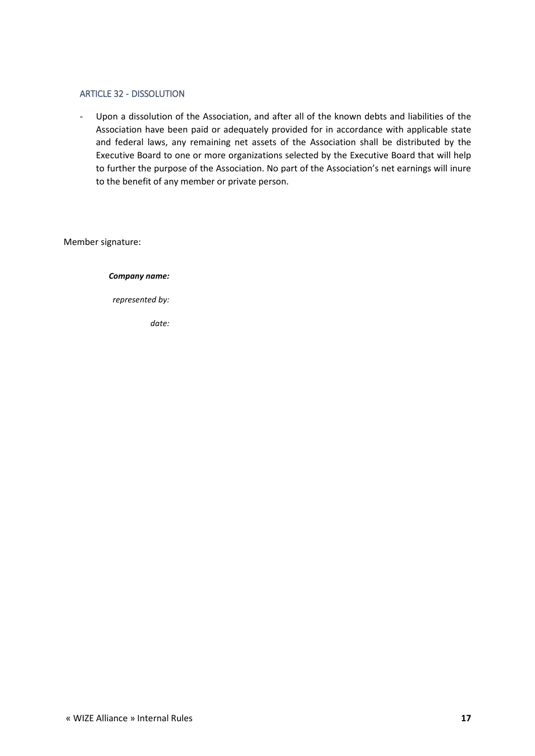### ARTICLE 32 - DISSOLUTION

- Upon a dissolution of the Association, and after all of the known debts and liabilities of the Association have been paid or adequately provided for in accordance with applicable state and federal laws, any remaining net assets of the Association shall be distributed by the Executive Board to one or more organizations selected by the Executive Board that will help to further the purpose of the Association. No part of the Association's net earnings will inure to the benefit of any member or private person.

Member signature:

***Company name:***

*represented by:*

*date:*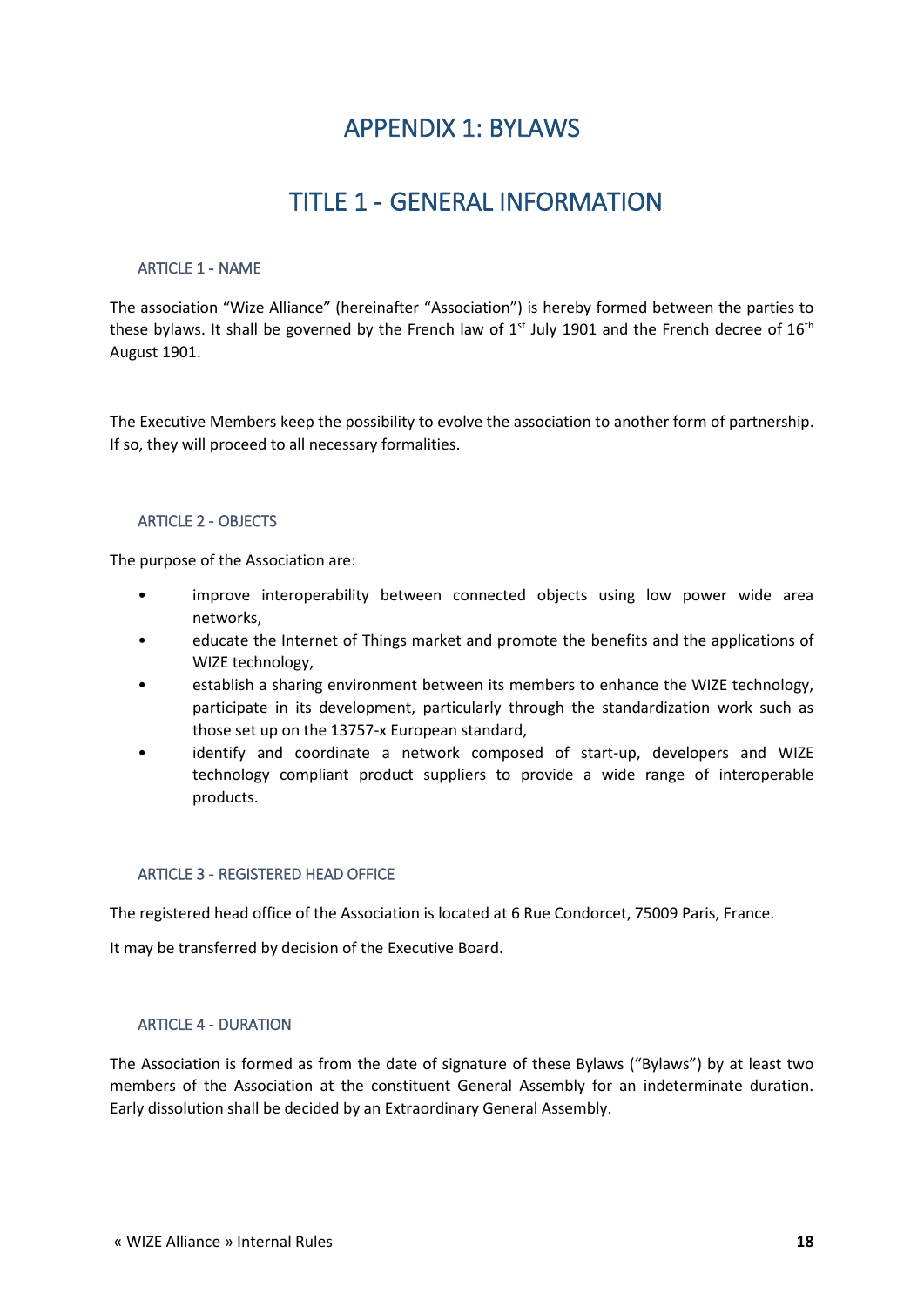# APPENDIX 1: BYLAWS

## TITLE 1 - GENERAL INFORMATION

### ARTICLE 1 - NAME

The association "Wize Alliance" (hereinafter "Association") is hereby formed between the parties to these bylaws. It shall be governed by the French law of 1st July 1901 and the French decree of 16th August 1901.

The Executive Members keep the possibility to evolve the association to another form of partnership. If so, they will proceed to all necessary formalities.

### ARTICLE 2 - OBJECTS

The purpose of the Association are:

- improve interoperability between connected objects using low power wide area networks,
- educate the Internet of Things market and promote the benefits and the applications of WIZE technology,
- establish a sharing environment between its members to enhance the WIZE technology, participate in its development, particularly through the standardization work such as those set up on the 13757-x European standard,
- identify and coordinate a network composed of start-up, developers and WIZE technology compliant product suppliers to provide a wide range of interoperable products.

### ARTICLE 3 - REGISTERED HEAD OFFICE

The registered head office of the Association is located at 6 Rue Condorcet, 75009 Paris, France.

It may be transferred by decision of the Executive Board.

### ARTICLE 4 - DURATION

The Association is formed as from the date of signature of these Bylaws ("Bylaws") by at least two members of the Association at the constituent General Assembly for an indeterminate duration. Early dissolution shall be decided by an Extraordinary General Assembly.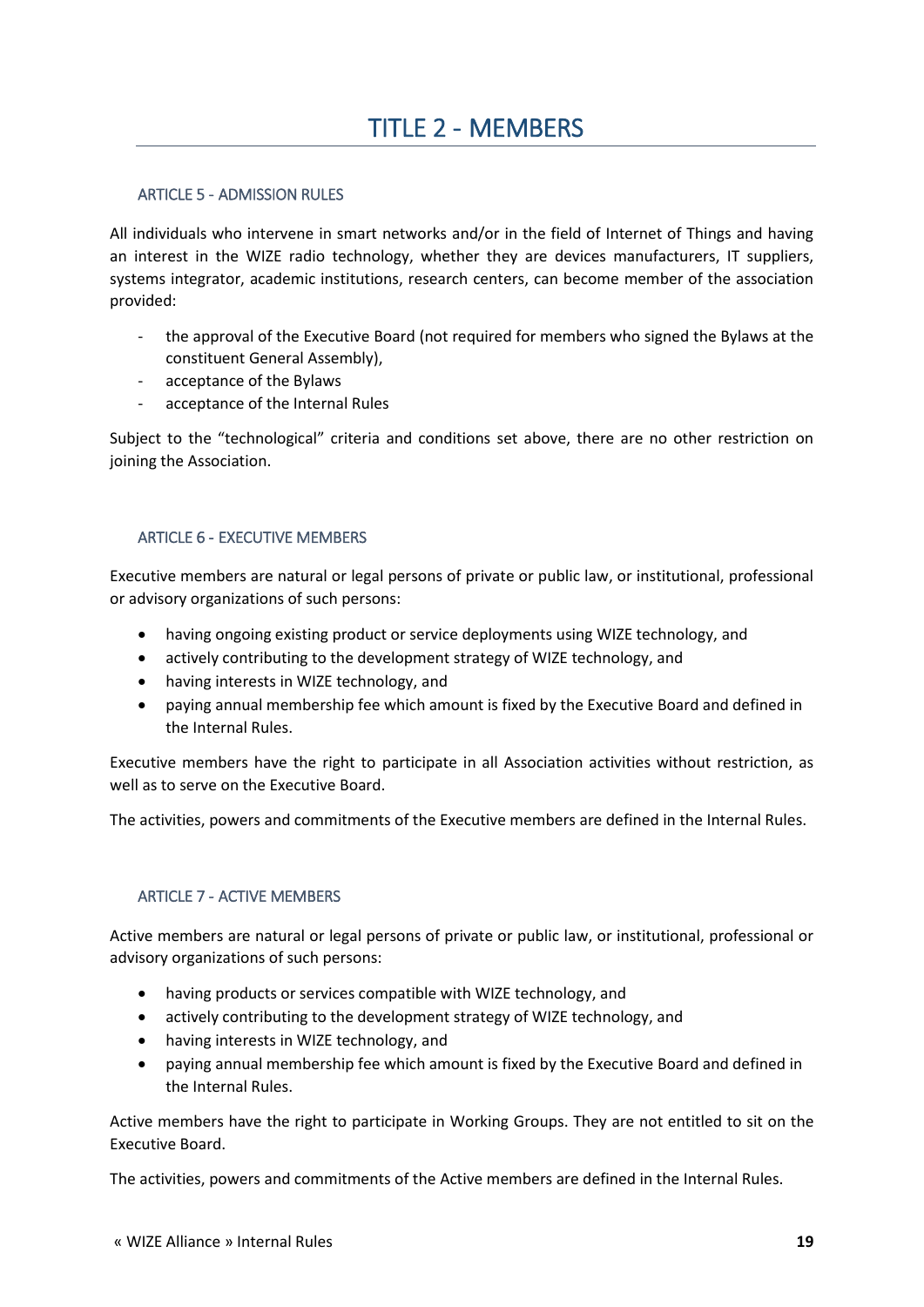# TITLE 2 - MEMBERS

## ARTICLE 5 - ADMISSION RULES

All individuals who intervene in smart networks and/or in the field of Internet of Things and having an interest in the WIZE radio technology, whether they are devices manufacturers, IT suppliers, systems integrator, academic institutions, research centers, can become member of the association provided:

- the approval of the Executive Board (not required for members who signed the Bylaws at the constituent General Assembly),
- acceptance of the Bylaws
- acceptance of the Internal Rules

Subject to the "technological" criteria and conditions set above, there are no other restriction on joining the Association.

## ARTICLE 6 - EXECUTIVE MEMBERS

Executive members are natural or legal persons of private or public law, or institutional, professional or advisory organizations of such persons:

- having ongoing existing product or service deployments using WIZE technology, and
- actively contributing to the development strategy of WIZE technology, and
- having interests in WIZE technology, and
- paying annual membership fee which amount is fixed by the Executive Board and defined in the Internal Rules.

Executive members have the right to participate in all Association activities without restriction, as well as to serve on the Executive Board.

The activities, powers and commitments of the Executive members are defined in the Internal Rules.

## ARTICLE 7 - ACTIVE MEMBERS

Active members are natural or legal persons of private or public law, or institutional, professional or advisory organizations of such persons:

- having products or services compatible with WIZE technology, and
- actively contributing to the development strategy of WIZE technology, and
- having interests in WIZE technology, and
- paying annual membership fee which amount is fixed by the Executive Board and defined in the Internal Rules.

Active members have the right to participate in Working Groups. They are not entitled to sit on the Executive Board.

The activities, powers and commitments of the Active members are defined in the Internal Rules.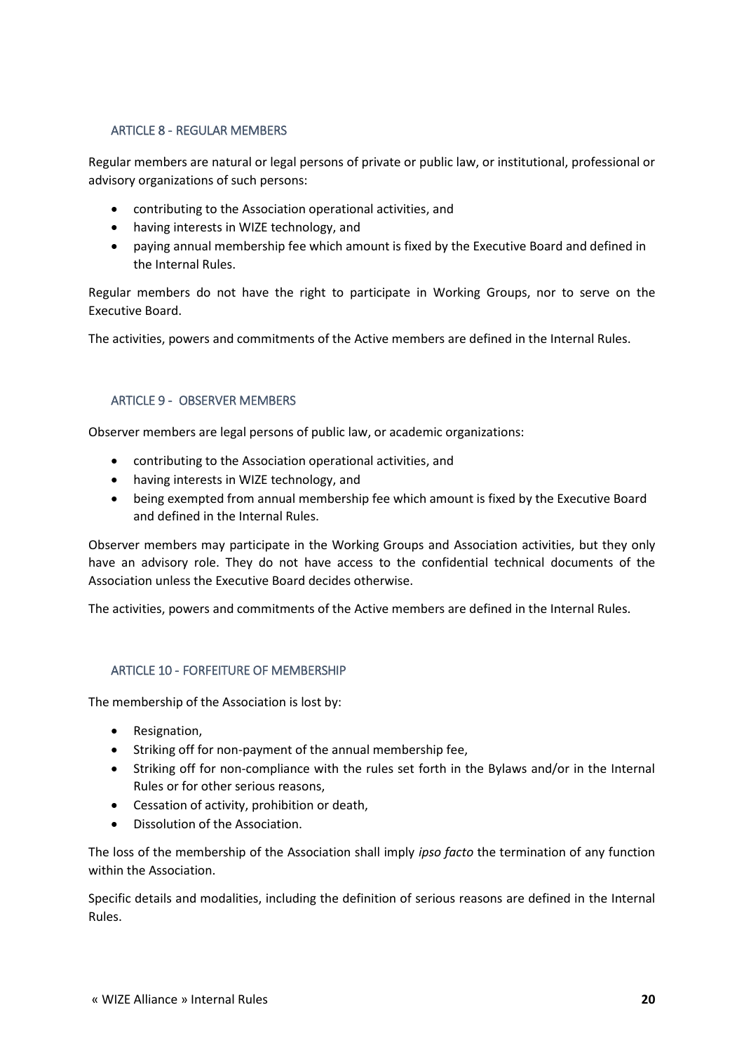## ARTICLE 8 - REGULAR MEMBERS

Regular members are natural or legal persons of private or public law, or institutional, professional or advisory organizations of such persons:

- contributing to the Association operational activities, and
- having interests in WIZE technology, and
- paying annual membership fee which amount is fixed by the Executive Board and defined in the Internal Rules.

Regular members do not have the right to participate in Working Groups, nor to serve on the Executive Board.

The activities, powers and commitments of the Active members are defined in the Internal Rules.

## ARTICLE 9 - OBSERVER MEMBERS

Observer members are legal persons of public law, or academic organizations:

- contributing to the Association operational activities, and
- having interests in WIZE technology, and
- being exempted from annual membership fee which amount is fixed by the Executive Board and defined in the Internal Rules.

Observer members may participate in the Working Groups and Association activities, but they only have an advisory role. They do not have access to the confidential technical documents of the Association unless the Executive Board decides otherwise.

The activities, powers and commitments of the Active members are defined in the Internal Rules.

## ARTICLE 10 - FORFEITURE OF MEMBERSHIP

The membership of the Association is lost by:

- Resignation,
- Striking off for non-payment of the annual membership fee,
- Striking off for non-compliance with the rules set forth in the Bylaws and/or in the Internal Rules or for other serious reasons,
- Cessation of activity, prohibition or death,
- Dissolution of the Association.

The loss of the membership of the Association shall imply *ipso facto* the termination of any function within the Association.

Specific details and modalities, including the definition of serious reasons are defined in the Internal Rules.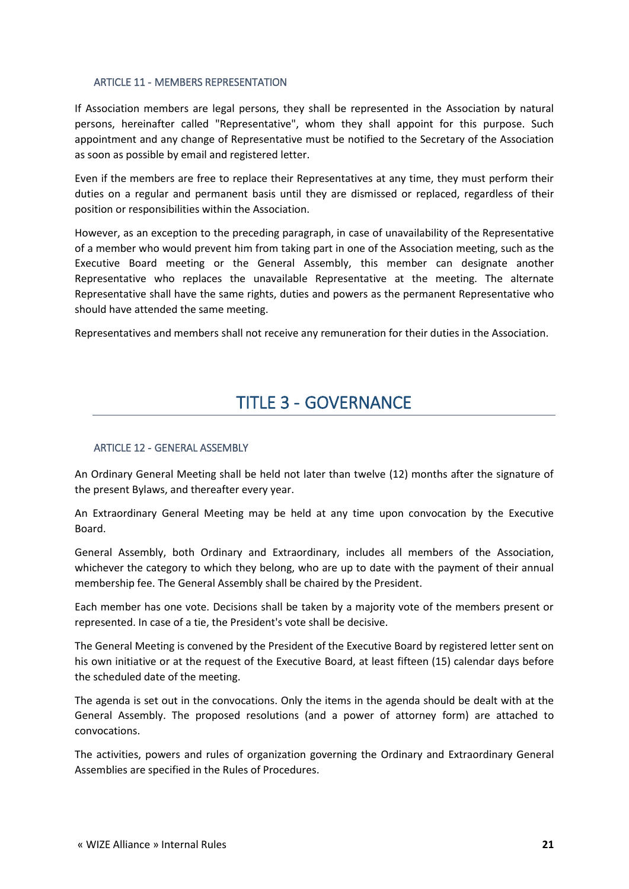### ARTICLE 11 - MEMBERS REPRESENTATION

If Association members are legal persons, they shall be represented in the Association by natural persons, hereinafter called "Representative", whom they shall appoint for this purpose. Such appointment and any change of Representative must be notified to the Secretary of the Association as soon as possible by email and registered letter.

Even if the members are free to replace their Representatives at any time, they must perform their duties on a regular and permanent basis until they are dismissed or replaced, regardless of their position or responsibilities within the Association.

However, as an exception to the preceding paragraph, in case of unavailability of the Representative of a member who would prevent him from taking part in one of the Association meeting, such as the Executive Board meeting or the General Assembly, this member can designate another Representative who replaces the unavailable Representative at the meeting. The alternate Representative shall have the same rights, duties and powers as the permanent Representative who should have attended the same meeting.

Representatives and members shall not receive any remuneration for their duties in the Association.

## TITLE 3 - GOVERNANCE

### ARTICLE 12 - GENERAL ASSEMBLY

An Ordinary General Meeting shall be held not later than twelve (12) months after the signature of the present Bylaws, and thereafter every year.

An Extraordinary General Meeting may be held at any time upon convocation by the Executive Board.

General Assembly, both Ordinary and Extraordinary, includes all members of the Association, whichever the category to which they belong, who are up to date with the payment of their annual membership fee. The General Assembly shall be chaired by the President.

Each member has one vote. Decisions shall be taken by a majority vote of the members present or represented. In case of a tie, the President's vote shall be decisive.

The General Meeting is convened by the President of the Executive Board by registered letter sent on his own initiative or at the request of the Executive Board, at least fifteen (15) calendar days before the scheduled date of the meeting.

The agenda is set out in the convocations. Only the items in the agenda should be dealt with at the General Assembly. The proposed resolutions (and a power of attorney form) are attached to convocations.

The activities, powers and rules of organization governing the Ordinary and Extraordinary General Assemblies are specified in the Rules of Procedures.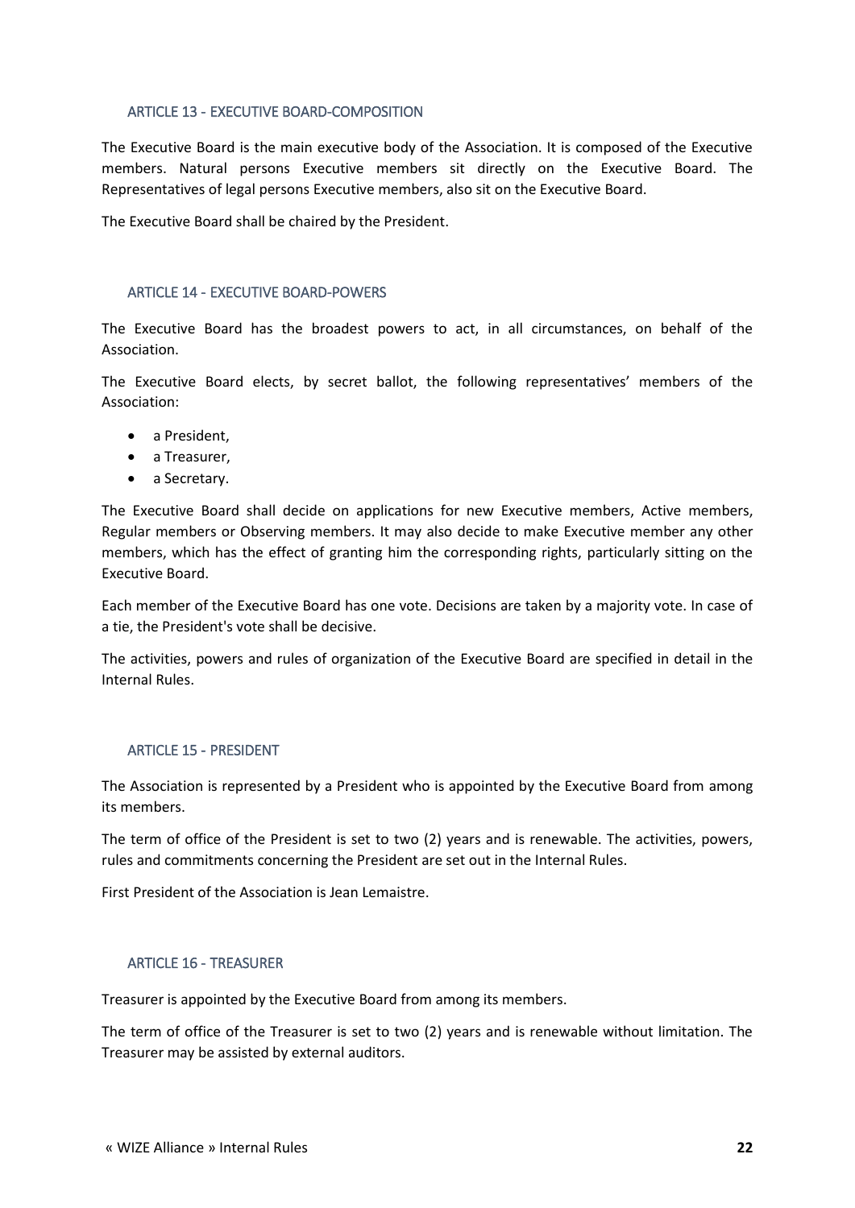### ARTICLE 13 - EXECUTIVE BOARD-COMPOSITION

The Executive Board is the main executive body of the Association. It is composed of the Executive members. Natural persons Executive members sit directly on the Executive Board. The Representatives of legal persons Executive members, also sit on the Executive Board.

The Executive Board shall be chaired by the President.

### ARTICLE 14 - EXECUTIVE BOARD-POWERS

The Executive Board has the broadest powers to act, in all circumstances, on behalf of the Association.

The Executive Board elects, by secret ballot, the following representatives' members of the Association:

- a President,
- a Treasurer,
- a Secretary.

The Executive Board shall decide on applications for new Executive members, Active members, Regular members or Observing members. It may also decide to make Executive member any other members, which has the effect of granting him the corresponding rights, particularly sitting on the Executive Board.

Each member of the Executive Board has one vote. Decisions are taken by a majority vote. In case of a tie, the President's vote shall be decisive.

The activities, powers and rules of organization of the Executive Board are specified in detail in the Internal Rules.

### ARTICLE 15 - PRESIDENT

The Association is represented by a President who is appointed by the Executive Board from among its members.

The term of office of the President is set to two (2) years and is renewable. The activities, powers, rules and commitments concerning the President are set out in the Internal Rules.

First President of the Association is Jean Lemaistre.

### ARTICLE 16 - TREASURER

Treasurer is appointed by the Executive Board from among its members.

The term of office of the Treasurer is set to two (2) years and is renewable without limitation. The Treasurer may be assisted by external auditors.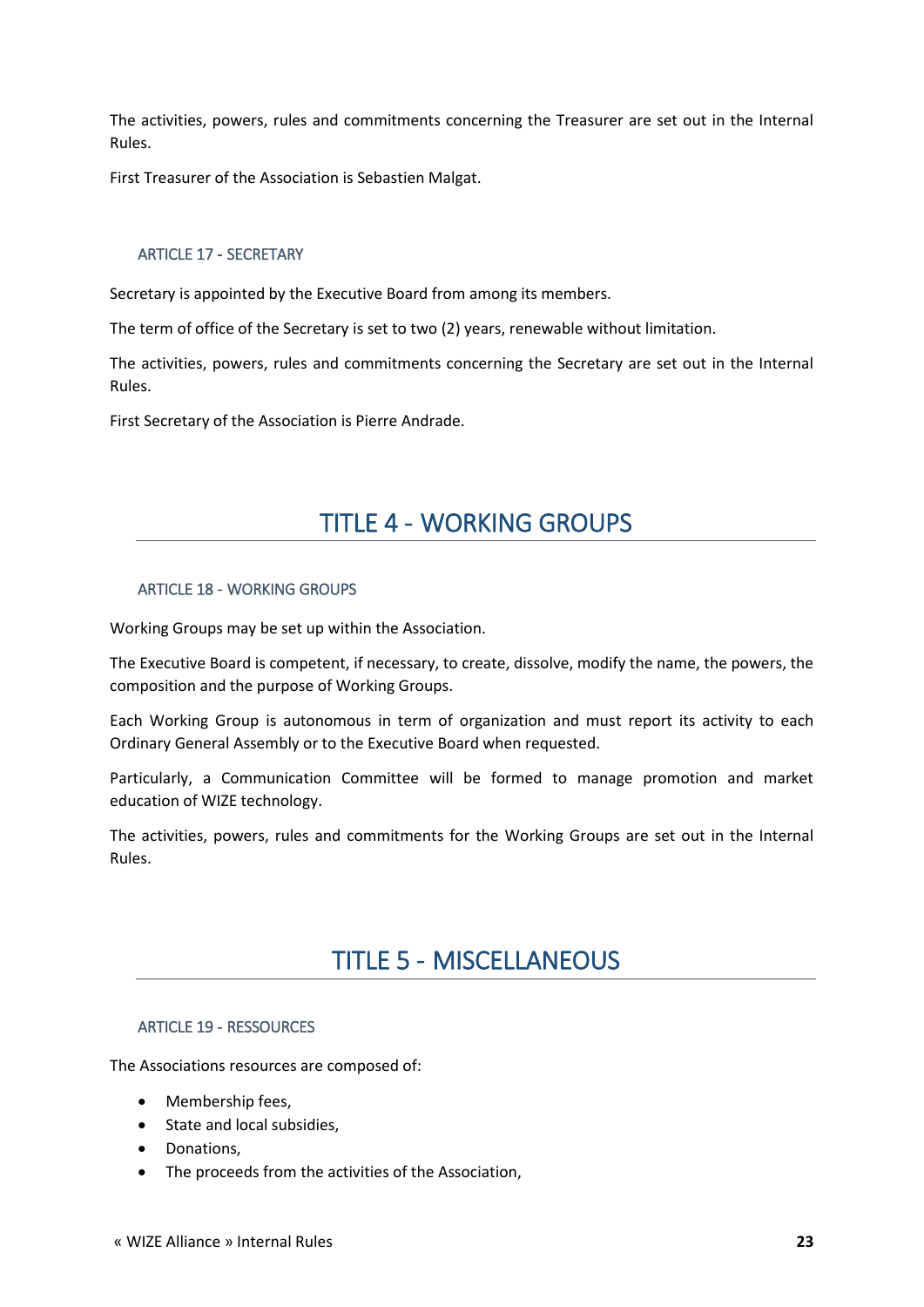The activities, powers, rules and commitments concerning the Treasurer are set out in the Internal Rules.

First Treasurer of the Association is Sebastien Malgat.

### ARTICLE 17 - SECRETARY

Secretary is appointed by the Executive Board from among its members.

The term of office of the Secretary is set to two (2) years, renewable without limitation.

The activities, powers, rules and commitments concerning the Secretary are set out in the Internal Rules.

First Secretary of the Association is Pierre Andrade.

## TITLE 4 - WORKING GROUPS

### ARTICLE 18 - WORKING GROUPS

Working Groups may be set up within the Association.

The Executive Board is competent, if necessary, to create, dissolve, modify the name, the powers, the composition and the purpose of Working Groups.

Each Working Group is autonomous in term of organization and must report its activity to each Ordinary General Assembly or to the Executive Board when requested.

Particularly, a Communication Committee will be formed to manage promotion and market education of WIZE technology.

The activities, powers, rules and commitments for the Working Groups are set out in the Internal Rules.

## TITLE 5 - MISCELLANEOUS

### ARTICLE 19 - RESSOURCES

The Associations resources are composed of:

- Membership fees,
- State and local subsidies,
- Donations,
- The proceeds from the activities of the Association,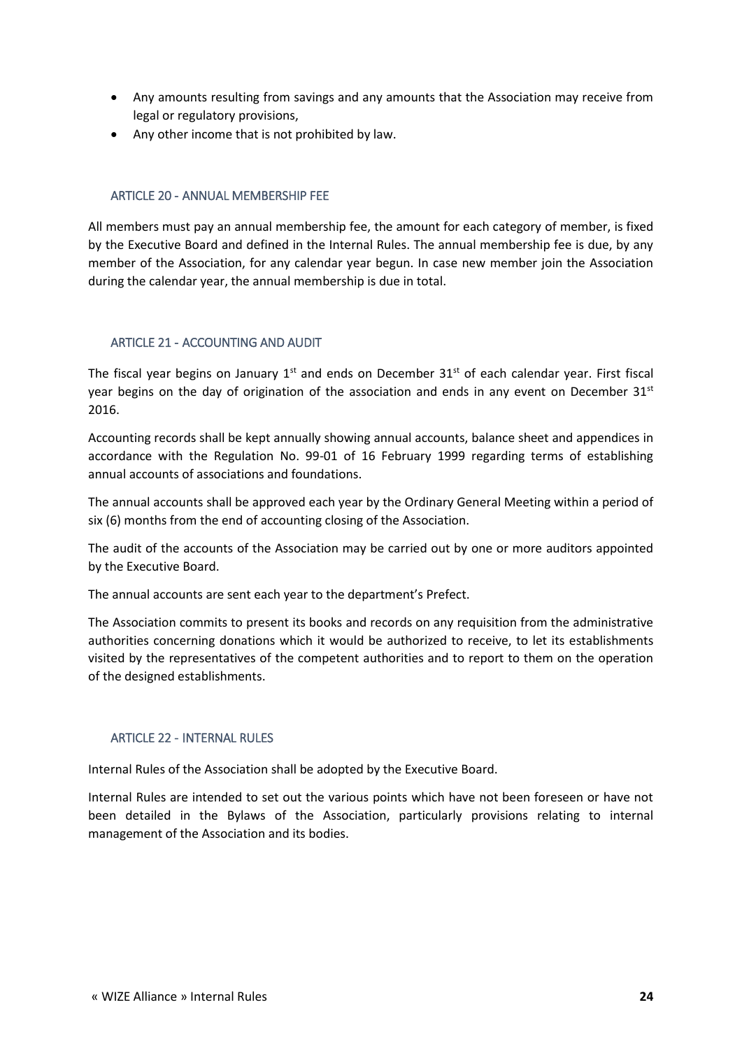- Any amounts resulting from savings and any amounts that the Association may receive from legal or regulatory provisions,
- Any other income that is not prohibited by law.

## ARTICLE 20 - ANNUAL MEMBERSHIP FEE

All members must pay an annual membership fee, the amount for each category of member, is fixed by the Executive Board and defined in the Internal Rules. The annual membership fee is due, by any member of the Association, for any calendar year begun. In case new member join the Association during the calendar year, the annual membership is due in total.

## ARTICLE 21 - ACCOUNTING AND AUDIT

The fiscal year begins on January 1st and ends on December 31st of each calendar year. First fiscal year begins on the day of origination of the association and ends in any event on December 31st 2016.

Accounting records shall be kept annually showing annual accounts, balance sheet and appendices in accordance with the Regulation No. 99-01 of 16 February 1999 regarding terms of establishing annual accounts of associations and foundations.

The annual accounts shall be approved each year by the Ordinary General Meeting within a period of six (6) months from the end of accounting closing of the Association.

The audit of the accounts of the Association may be carried out by one or more auditors appointed by the Executive Board.

The annual accounts are sent each year to the department's Prefect.

The Association commits to present its books and records on any requisition from the administrative authorities concerning donations which it would be authorized to receive, to let its establishments visited by the representatives of the competent authorities and to report to them on the operation of the designed establishments.

## ARTICLE 22 - INTERNAL RULES

Internal Rules of the Association shall be adopted by the Executive Board.

Internal Rules are intended to set out the various points which have not been foreseen or have not been detailed in the Bylaws of the Association, particularly provisions relating to internal management of the Association and its bodies.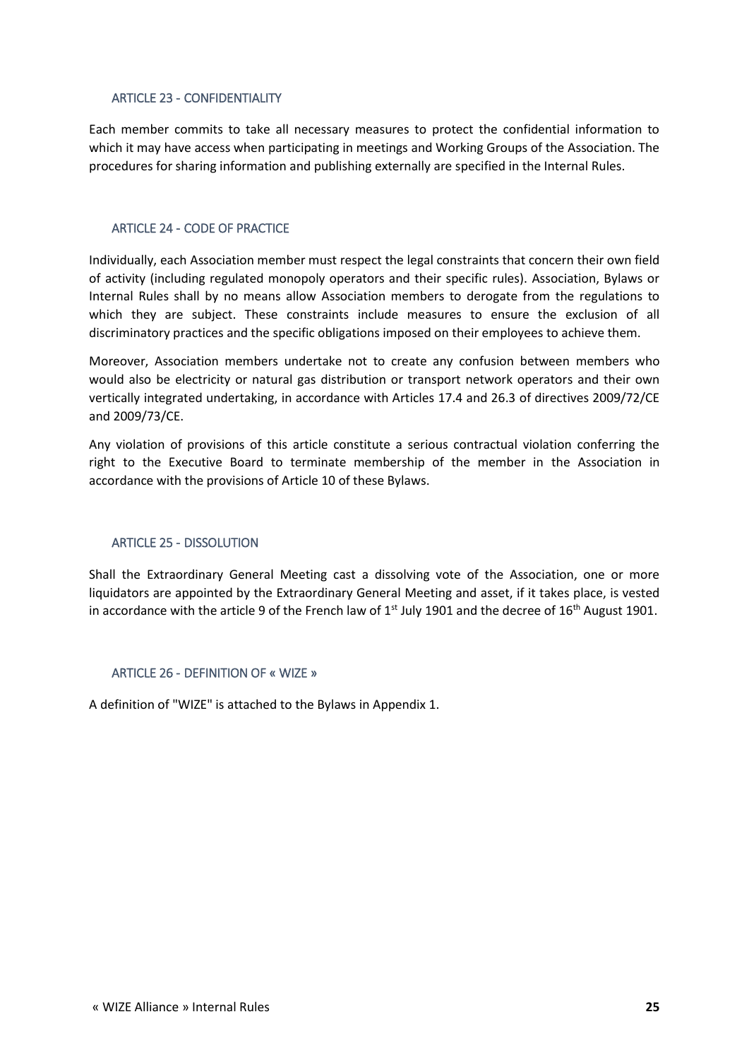### ARTICLE 23 - CONFIDENTIALITY

Each member commits to take all necessary measures to protect the confidential information to which it may have access when participating in meetings and Working Groups of the Association. The procedures for sharing information and publishing externally are specified in the Internal Rules.

### ARTICLE 24 - CODE OF PRACTICE

Individually, each Association member must respect the legal constraints that concern their own field of activity (including regulated monopoly operators and their specific rules). Association, Bylaws or Internal Rules shall by no means allow Association members to derogate from the regulations to which they are subject. These constraints include measures to ensure the exclusion of all discriminatory practices and the specific obligations imposed on their employees to achieve them.

Moreover, Association members undertake not to create any confusion between members who would also be electricity or natural gas distribution or transport network operators and their own vertically integrated undertaking, in accordance with Articles 17.4 and 26.3 of directives 2009/72/CE and 2009/73/CE.

Any violation of provisions of this article constitute a serious contractual violation conferring the right to the Executive Board to terminate membership of the member in the Association in accordance with the provisions of Article 10 of these Bylaws.

### ARTICLE 25 - DISSOLUTION

Shall the Extraordinary General Meeting cast a dissolving vote of the Association, one or more liquidators are appointed by the Extraordinary General Meeting and asset, if it takes place, is vested in accordance with the article 9 of the French law of 1st July 1901 and the decree of 16th August 1901.

### ARTICLE 26 - DEFINITION OF « WIZE »

A definition of "WIZE" is attached to the Bylaws in Appendix 1.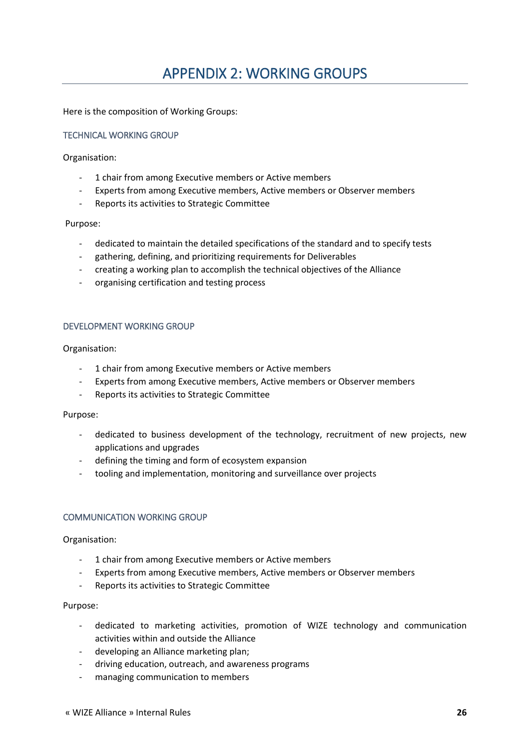# APPENDIX 2: WORKING GROUPS

Here is the composition of Working Groups:

## TECHNICAL WORKING GROUP

Organisation:

- 1 chair from among Executive members or Active members
- Experts from among Executive members, Active members or Observer members
- Reports its activities to Strategic Committee

Purpose:

- dedicated to maintain the detailed specifications of the standard and to specify tests
- gathering, defining, and prioritizing requirements for Deliverables
- creating a working plan to accomplish the technical objectives of the Alliance
- organising certification and testing process

## DEVELOPMENT WORKING GROUP

Organisation:

- 1 chair from among Executive members or Active members
- Experts from among Executive members, Active members or Observer members
- Reports its activities to Strategic Committee

Purpose:

- dedicated to business development of the technology, recruitment of new projects, new applications and upgrades
- defining the timing and form of ecosystem expansion
- tooling and implementation, monitoring and surveillance over projects

## COMMUNICATION WORKING GROUP

Organisation:

- 1 chair from among Executive members or Active members
- Experts from among Executive members, Active members or Observer members
- Reports its activities to Strategic Committee

Purpose:

- dedicated to marketing activities, promotion of WIZE technology and communication activities within and outside the Alliance
- developing an Alliance marketing plan;
- driving education, outreach, and awareness programs
- managing communication to members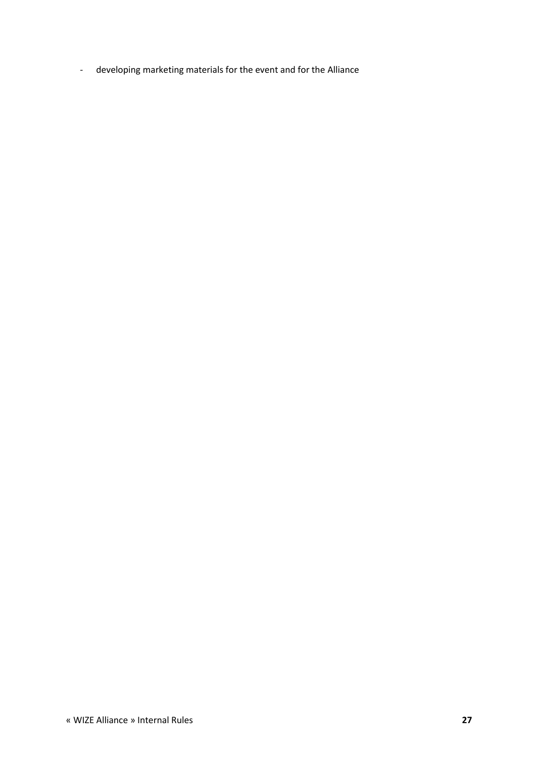- developing marketing materials for the event and for the Alliance